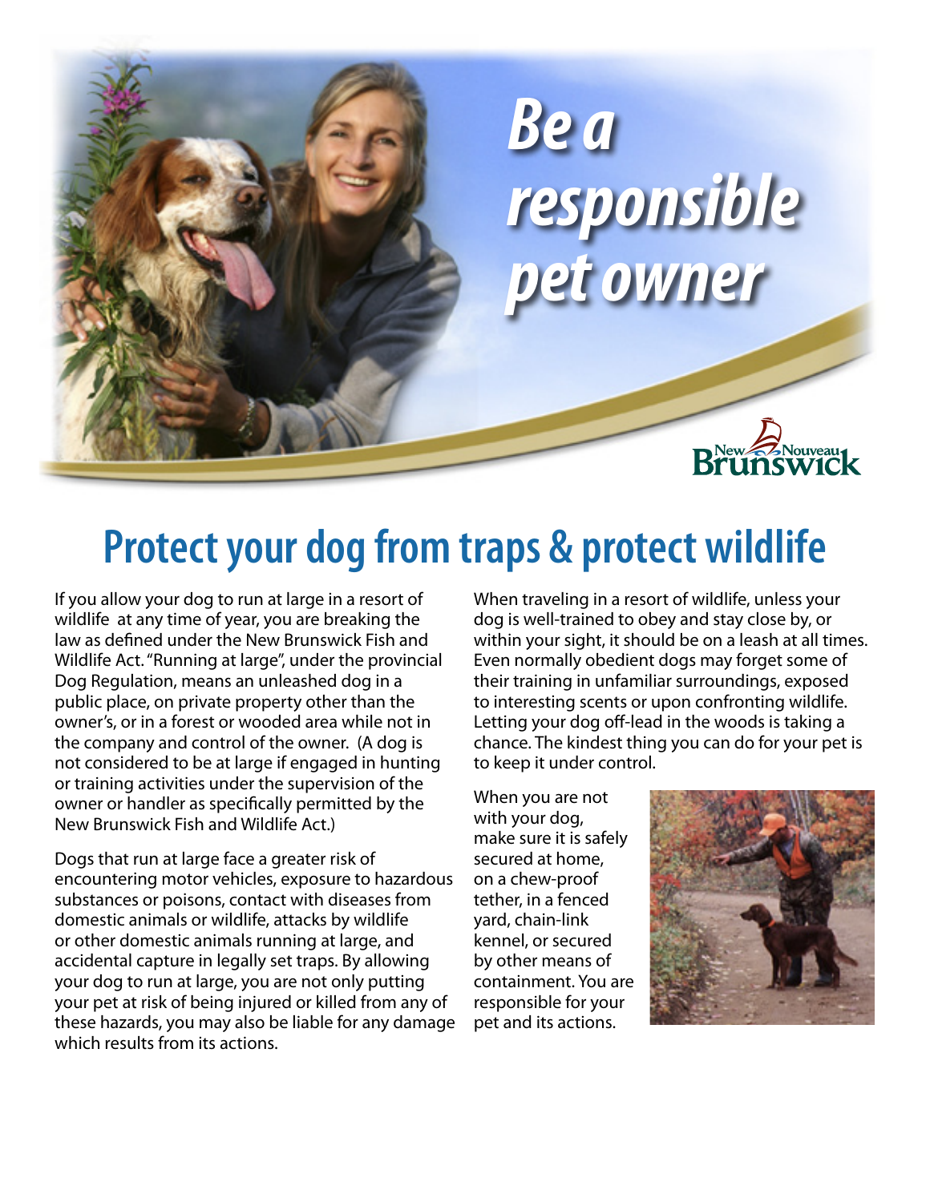# Be a responsible pet owner

New Nouveau Brunswick

## Protect your dog from traps & protect wildlife

If you allow your dog to run at large in a resort of wildlife at any time of year, you are breaking the law as defined under the New Brunswick Fish and Wildlife Act. "Running at large", under the provincial Dog Regulation, means an unleashed dog in a public place, on private property other than the owner's, or in a forest or wooded area while not in the company and control of the owner. (A dog is not considered to be at large if engaged in hunting or training activities under the supervision of the owner or handler as specifically permitted by the New Brunswick Fish and Wildlife Act.)

Dogs that run at large face a greater risk of encountering motor vehicles, exposure to hazardous substances or poisons, contact with diseases from domestic animals or wildlife, attacks by wildlife or other domestic animals running at large, and accidental capture in legally set traps. By allowing your dog to run at large, you are not only putting your pet at risk of being injured or killed from any of these hazards, you may also be liable for any damage which results from its actions.

When traveling in a resort of wildlife, unless your dog is well-trained to obey and stay close by, or within your sight, it should be on a leash at all times. Even normally obedient dogs may forget some of their training in unfamiliar surroundings, exposed to interesting scents or upon confronting wildlife. Letting your dog off-lead in the woods is taking a chance. The kindest thing you can do for your pet is to keep it under control.

When you are not with your dog, make sure it is safely secured at home, on a chew-proof tether, in a fenced yard, chain-link kennel, or secured by other means of containment. You are responsible for your pet and its actions.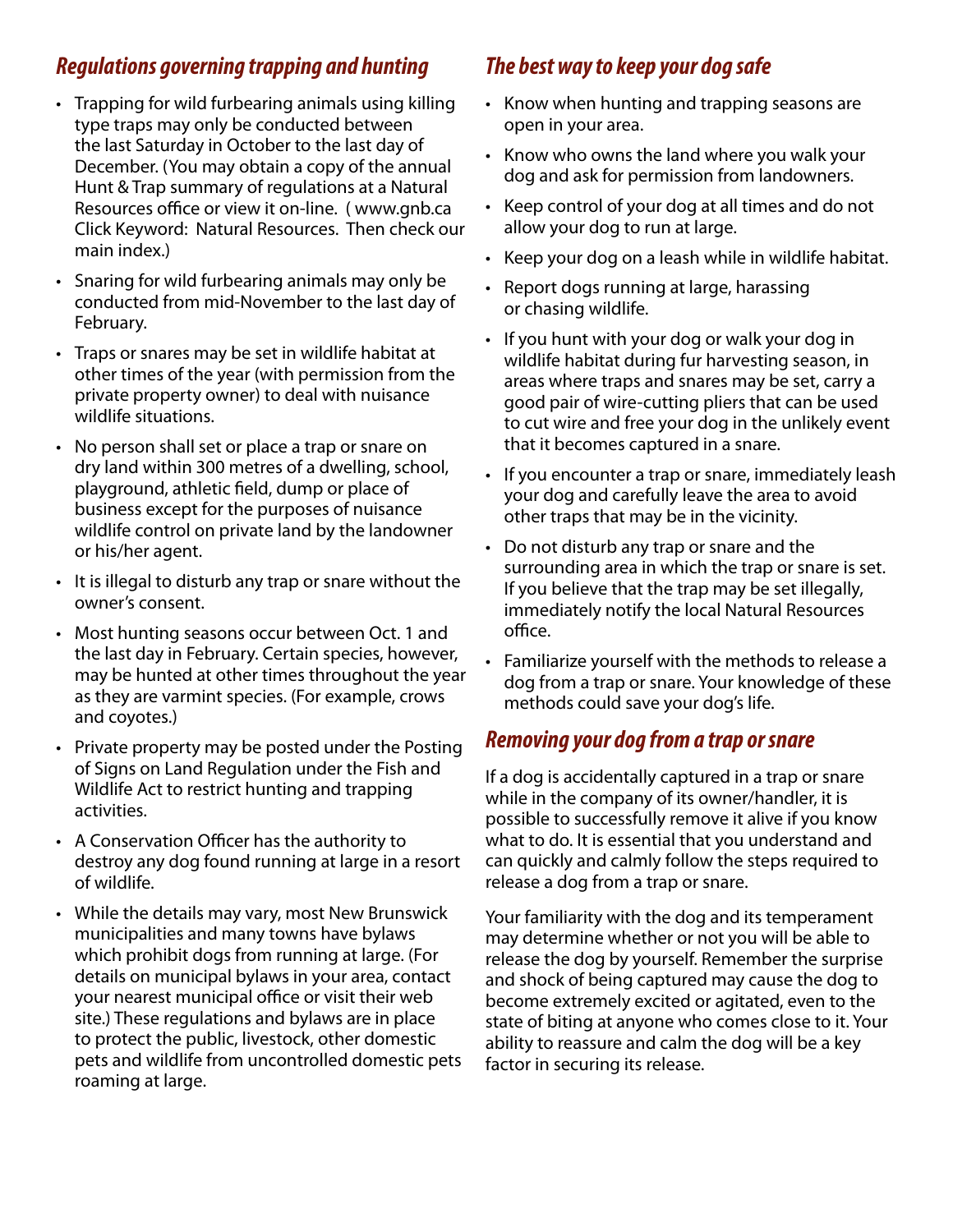## *Regulations governing trapping and hunting*

- Trapping for wild furbearing animals using killing type traps may only be conducted between the last Saturday in October to the last day of December. (You may obtain a copy of the annual Hunt & Trap summary of regulations at a Natural Resources office or view it on-line. ( www.gnb.ca Click Keyword: Natural Resources. Then check our main index.)
- Snaring for wild furbearing animals may only be conducted from mid-November to the last day of February.
- Traps or snares may be set in wildlife habitat at other times of the year (with permission from the private property owner) to deal with nuisance wildlife situations.
- No person shall set or place a trap or snare on dry land within 300 metres of a dwelling, school, playground, athletic field, dump or place of business except for the purposes of nuisance wildlife control on private land by the landowner or his/her agent.
- It is illegal to disturb any trap or snare without the owner's consent.
- Most hunting seasons occur between Oct. 1 and the last day in February. Certain species, however, may be hunted at other times throughout the year as they are varmint species. (For example, crows and coyotes.)
- Private property may be posted under the Posting of Signs on Land Regulation under the Fish and Wildlife Act to restrict hunting and trapping activities.
- A Conservation Officer has the authority to destroy any dog found running at large in a resort of wildlife.
- While the details may vary, most New Brunswick municipalities and many towns have bylaws which prohibit dogs from running at large. (For details on municipal bylaws in your area, contact your nearest municipal office or visit their web site.) These regulations and bylaws are in place to protect the public, livestock, other domestic pets and wildlife from uncontrolled domestic pets roaming at large.

## *The best way to keep your dog safe*

- Know when hunting and trapping seasons are open in your area.
- Know who owns the land where you walk your dog and ask for permission from landowners.
- Keep control of your dog at all times and do not allow your dog to run at large.
- Keep your dog on a leash while in wildlife habitat.
- Report dogs running at large, harassing or chasing wildlife.
- If you hunt with your dog or walk your dog in wildlife habitat during fur harvesting season, in areas where traps and snares may be set, carry a good pair of wire-cutting pliers that can be used to cut wire and free your dog in the unlikely event that it becomes captured in a snare.
- If you encounter a trap or snare, immediately leash your dog and carefully leave the area to avoid other traps that may be in the vicinity.
- Do not disturb any trap or snare and the surrounding area in which the trap or snare is set. If you believe that the trap may be set illegally, immediately notify the local Natural Resources office.
- Familiarize yourself with the methods to release a dog from a trap or snare. Your knowledge of these methods could save your dog's life.

## *Removing your dog from a trap or snare*

If a dog is accidentally captured in a trap or snare while in the company of its owner/handler, it is possible to successfully remove it alive if you know what to do. It is essential that you understand and can quickly and calmly follow the steps required to release a dog from a trap or snare.

Your familiarity with the dog and its temperament may determine whether or not you will be able to release the dog by yourself. Remember the surprise and shock of being captured may cause the dog to become extremely excited or agitated, even to the state of biting at anyone who comes close to it. Your ability to reassure and calm the dog will be a key factor in securing its release.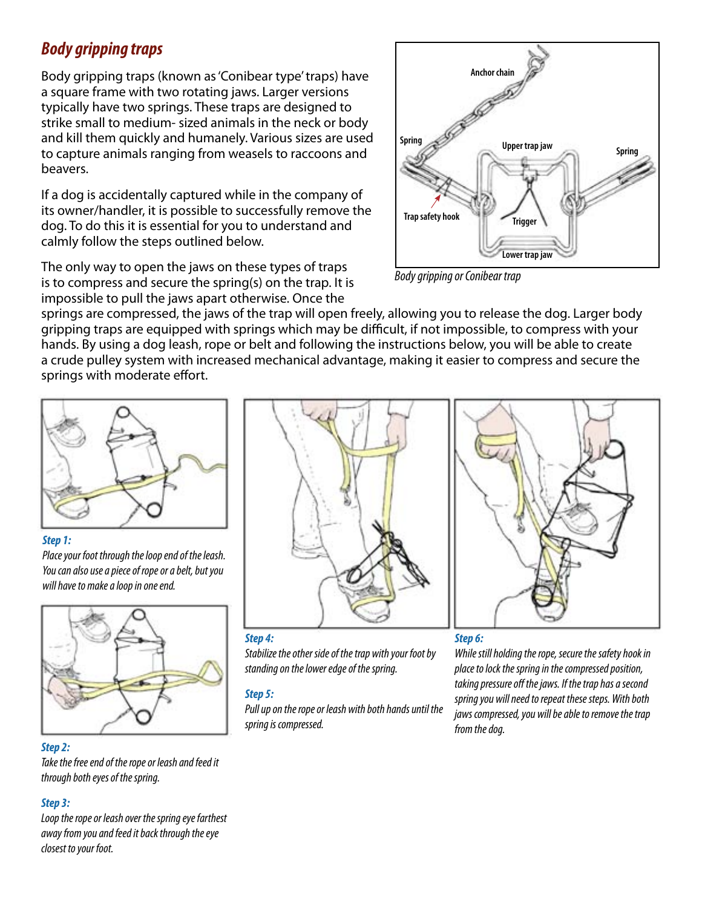## *Body gripping traps*

Body gripping traps (known as 'Conibear type' traps) have a square frame with two rotating jaws. Larger versions typically have two springs. These traps are designed to strike small to medium- sized animals in the neck or body and kill them quickly and humanely. Various sizes are used to capture animals ranging from weasels to raccoons and beavers.

If a dog is accidentally captured while in the company of its owner/handler, it is possible to successfully remove the dog. To do this it is essential for you to understand and calmly follow the steps outlined below.

The only way to open the jaws on these types of traps is to compress and secure the spring(s) on the trap. It is impossible to pull the jaws apart otherwise. Once the springs are compressed, the jaws of the trap will open freely, allowing you to release the dog. Larger body gripping traps are equipped with springs which may be difficult, if not impossible, to compress with your hands. By using a dog leash, rope or belt and following the instructions below, you will be able to create a crude pulley system with increased mechanical advantage, making it easier to compress and secure the springs with moderate effort.

Anchor chain

Spring

Upper trap jaw

Spring

Trap safety hook

Trigger

Lower trap jaw

*Body gripping or Conibear trap*

***Step 1:***

*Place your foot through the loop end of the leash. You can also use a piece of rope or a belt, but you will have to make a loop in one end.*

***Step 2:***

*Take the free end of the rope or leash and feed it through both eyes of the spring.*

***Step 3:***

*Loop the rope or leash over the spring eye farthest away from you and feed it back through the eye closest to your foot.*

***Step 4:***

*Stabilize the other side of the trap with your foot by standing on the lower edge of the spring.*

***Step 5:***

*Pull up on the rope or leash with both hands until the spring is compressed.*

***Step 6:***

*While still holding the rope, secure the safety hook in place to lock the spring in the compressed position, taking pressure off the jaws. If the trap has a second spring you will need to repeat these steps. With both jaws compressed, you will be able to remove the trap from the dog.*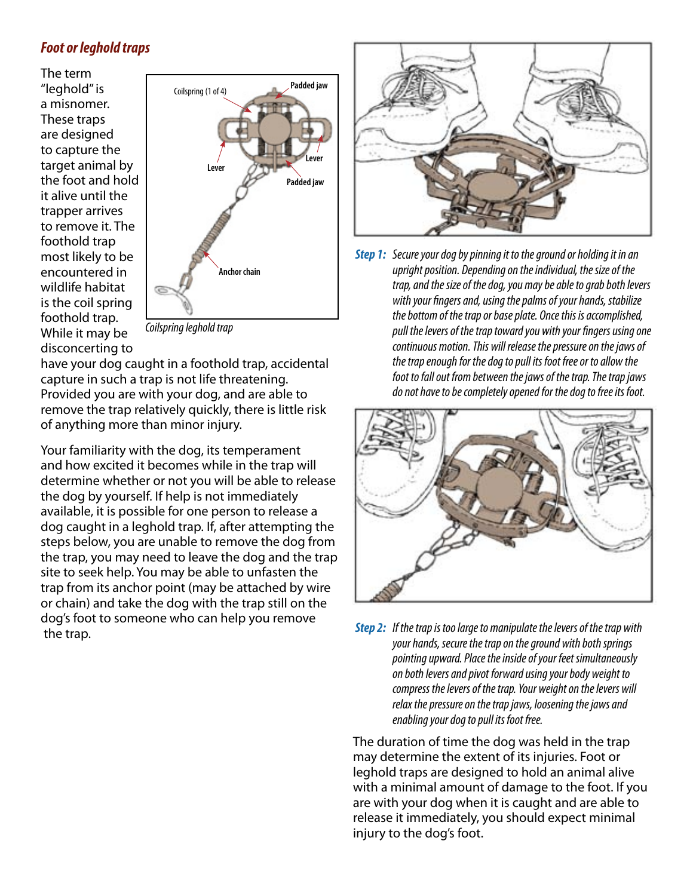### *Foot or leghold traps*

The term "leghold" is a misnomer. These traps are designed to capture the target animal by the foot and hold it alive until the trapper arrives to remove it. The foothold trap most likely to be encountered in wildlife habitat is the coil spring foothold trap. While it may be disconcerting to have your dog caught in a foothold trap, accidental capture in such a trap is not life threatening. Provided you are with your dog, and are able to remove the trap relatively quickly, there is little risk of anything more than minor injury.

*Coilspring leghold trap*

Your familiarity with the dog, its temperament and how excited it becomes while in the trap will determine whether or not you will be able to release the dog by yourself. If help is not immediately available, it is possible for one person to release a dog caught in a leghold trap. If, after attempting the steps below, you are unable to remove the dog from the trap, you may need to leave the dog and the trap site to seek help. You may be able to unfasten the trap from its anchor point (may be attached by wire or chain) and take the dog with the trap still on the dog's foot to someone who can help you remove the trap.

***Step 1:*** *Secure your dog by pinning it to the ground or holding it in an upright position. Depending on the individual, the size of the trap, and the size of the dog, you may be able to grab both levers with your fingers and, using the palms of your hands, stabilize the bottom of the trap or base plate. Once this is accomplished, pull the levers of the trap toward you with your fingers using one continuous motion. This will release the pressure on the jaws of the trap enough for the dog to pull its foot free or to allow the foot to fall out from between the jaws of the trap. The trap jaws do not have to be completely opened for the dog to free its foot.*

***Step 2:*** *If the trap is too large to manipulate the levers of the trap with your hands, secure the trap on the ground with both springs pointing upward. Place the inside of your feet simultaneously on both levers and pivot forward using your body weight to compress the levers of the trap. Your weight on the levers will relax the pressure on the trap jaws, loosening the jaws and enabling your dog to pull its foot free.*

The duration of time the dog was held in the trap may determine the extent of its injuries. Foot or leghold traps are designed to hold an animal alive with a minimal amount of damage to the foot. If you are with your dog when it is caught and are able to release it immediately, you should expect minimal injury to the dog's foot.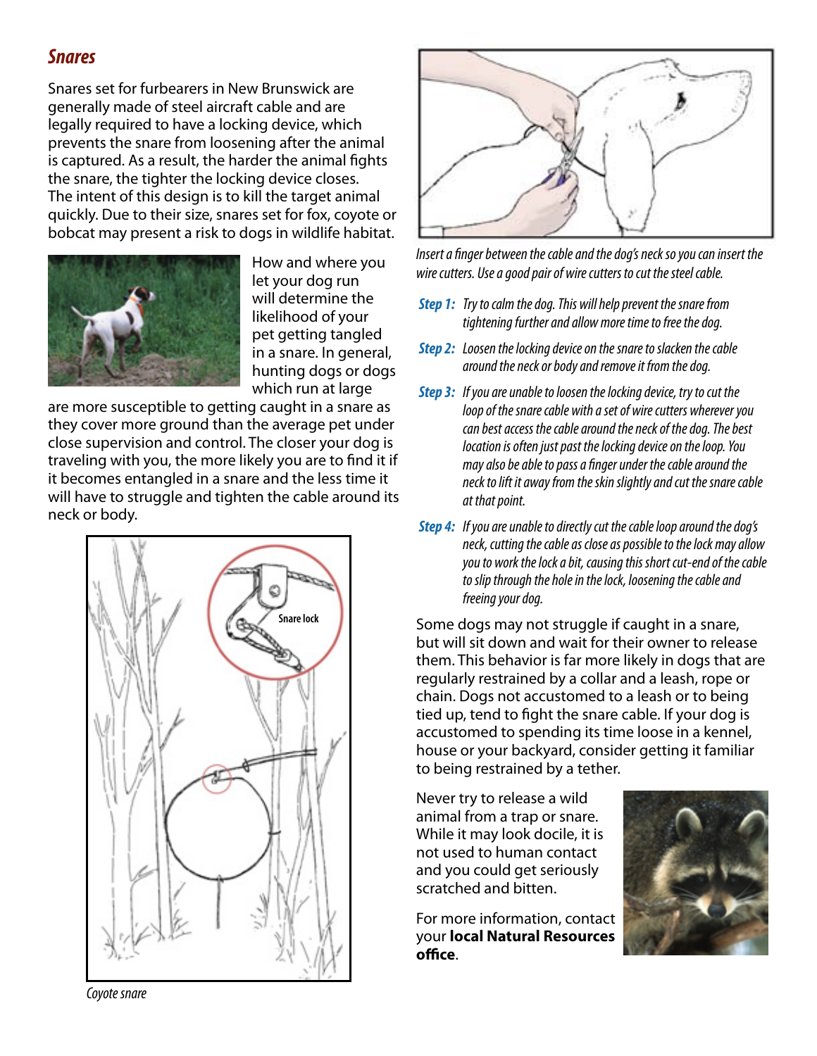## *Snares*

Snares set for furbearers in New Brunswick are generally made of steel aircraft cable and are legally required to have a locking device, which prevents the snare from loosening after the animal is captured. As a result, the harder the animal fights the snare, the tighter the locking device closes. The intent of this design is to kill the target animal quickly. Due to their size, snares set for fox, coyote or bobcat may present a risk to dogs in wildlife habitat.

How and where you let your dog run will determine the likelihood of your pet getting tangled in a snare. In general, hunting dogs or dogs which run at large are more susceptible to getting caught in a snare as they cover more ground than the average pet under close supervision and control. The closer your dog is traveling with you, the more likely you are to find it if it becomes entangled in a snare and the less time it will have to struggle and tighten the cable around its neck or body.

Snare lock

*Coyote snare*

*Insert a finger between the cable and the dog's neck so you can insert the wire cutters. Use a good pair of wire cutters to cut the steel cable.*

**Step 1:** *Try to calm the dog. This will help prevent the snare from tightening further and allow more time to free the dog.*

**Step 2:** *Loosen the locking device on the snare to slacken the cable around the neck or body and remove it from the dog.*

**Step 3:** *If you are unable to loosen the locking device, try to cut the loop of the snare cable with a set of wire cutters wherever you can best access the cable around the neck of the dog. The best location is often just past the locking device on the loop. You may also be able to pass a finger under the cable around the neck to lift it away from the skin slightly and cut the snare cable at that point.*

**Step 4:** *If you are unable to directly cut the cable loop around the dog's neck, cutting the cable as close as possible to the lock may allow you to work the lock a bit, causing this short cut-end of the cable to slip through the hole in the lock, loosening the cable and freeing your dog.*

Some dogs may not struggle if caught in a snare, but will sit down and wait for their owner to release them. This behavior is far more likely in dogs that are regularly restrained by a collar and a leash, rope or chain. Dogs not accustomed to a leash or to being tied up, tend to fight the snare cable. If your dog is accustomed to spending its time loose in a kennel, house or your backyard, consider getting it familiar to being restrained by a tether.

Never try to release a wild animal from a trap or snare. While it may look docile, it is not used to human contact and you could get seriously scratched and bitten.

For more information, contact your **local Natural Resources office**.